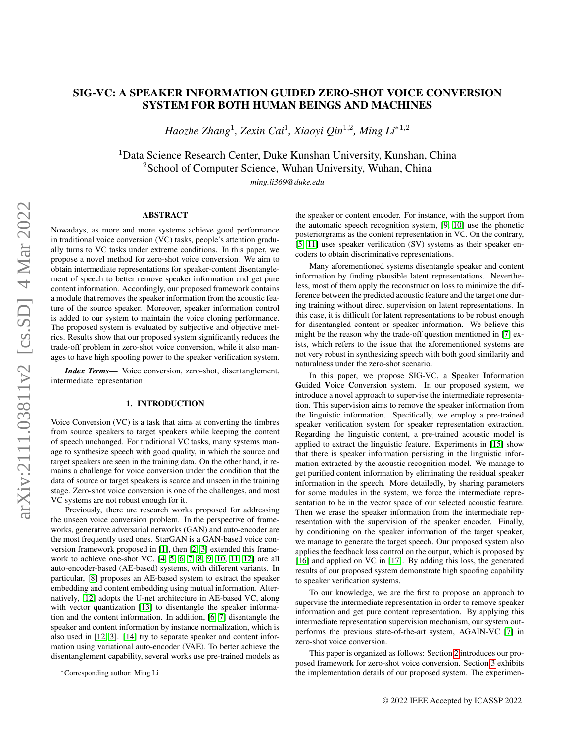# SIG-VC: A SPEAKER INFORMATION GUIDED ZERO-SHOT VOICE CONVERSION SYSTEM FOR BOTH HUMAN BEINGS AND MACHINES

*Haozhe Zhang*[1], *Zexin Cai*[1], *Xiaoyi Qin*[1,2], *Ming Li*[*1,2]

[1]Data Science Research Center, Duke Kunshan University, Kunshan, China
[2]School of Computer Science, Wuhan University, Wuhan, China

*ming.li369@duke.edu*

## ABSTRACT

Nowadays, as more and more systems achieve good performance in traditional voice conversion (VC) tasks, people's attention gradually turns to VC tasks under extreme conditions. In this paper, we propose a novel method for zero-shot voice conversion. We aim to obtain intermediate representations for speaker-content disentanglement of speech to better remove speaker information and get pure content information. Accordingly, our proposed framework contains a module that removes the speaker information from the acoustic feature of the source speaker. Moreover, speaker information control is added to our system to maintain the voice cloning performance. The proposed system is evaluated by subjective and objective metrics. Results show that our proposed system significantly reduces the trade-off problem in zero-shot voice conversion, while it also manages to have high spoofing power to the speaker verification system.

***Index Terms*— ** Voice conversion, zero-shot, disentanglement, intermediate representation

## 1. INTRODUCTION

Voice Conversion (VC) is a task that aims at converting the timbres from source speakers to target speakers while keeping the content of speech unchanged. For traditional VC tasks, many systems manage to synthesize speech with good quality, in which the source and target speakers are seen in the training data. On the other hand, it remains a challenge for voice conversion under the condition that the data of source or target speakers is scarce and unseen in the training stage. Zero-shot voice conversion is one of the challenges, and most VC systems are not robust enough for it.

Previously, there are research works proposed for addressing the unseen voice conversion problem. In the perspective of frameworks, generative adversarial networks (GAN) and auto-encoder are the most frequently used ones. StarGAN is a GAN-based voice conversion framework proposed in [1], then [2, 3] extended this framework to achieve one-shot VC. [4, 5, 6, 7, 8, 9, 10, 11, 12] are all auto-encoder-based (AE-based) systems, with different variants. In particular, [8] proposes an AE-based system to extract the speaker embedding and content embedding using mutual information. Alternatively, [12] adopts the U-net architecture in AE-based VC, along with vector quantization [13] to disentangle the speaker information and the content information. In addition, [6, 7] disentangle the speaker and content information by instance normalization, which is also used in [12, 3]. [14] try to separate speaker and content information using variational auto-encoder (VAE). To better achieve the disentanglement capability, several works use pre-trained models as the speaker or content encoder. For instance, with the support from the automatic speech recognition system, [9, 10] use the phonetic posteriorgrams as the content representation in VC. On the contrary, [5, 11] uses speaker verification (SV) systems as their speaker encoders to obtain discriminative representations.

Many aforementioned systems disentangle speaker and content information by finding plausible latent representations. Nevertheless, most of them apply the reconstruction loss to minimize the difference between the predicted acoustic feature and the target one during training without direct supervision on latent representations. In this case, it is difficult for latent representations to be robust enough for disentangled content or speaker information. We believe this might be the reason why the trade-off question mentioned in [7] exists, which refers to the issue that the aforementioned systems are not very robust in synthesizing speech with both good similarity and naturalness under the zero-shot scenario.

In this paper, we propose SIG-VC, a **S**peaker **I**nformation **G**uided **V**oice **C**onversion system. In our proposed system, we introduce a novel approach to supervise the intermediate representation. This supervision aims to remove the speaker information from the linguistic information. Specifically, we employ a pre-trained speaker verification system for speaker representation extraction. Regarding the linguistic content, a pre-trained acoustic model is applied to extract the linguistic feature. Experiments in [15] show that there is speaker information persisting in the linguistic information extracted by the acoustic recognition model. We manage to get purified content information by eliminating the residual speaker information in the speech. More detailedly, by sharing parameters for some modules in the system, we force the intermediate representation to be in the vector space of our selected acoustic feature. Then we erase the speaker information from the intermediate representation with the supervision of the speaker encoder. Finally, by conditioning on the speaker information of the target speaker, we manage to generate the target speech. Our proposed system also applies the feedback loss control on the output, which is proposed by [16] and applied on VC in [17]. By adding this loss, the generated results of our proposed system demonstrate high spoofing capability to speaker verification systems.

To our knowledge, we are the first to propose an approach to supervise the intermediate representation in order to remove speaker information and get pure content representation. By applying this intermediate representation supervision mechanism, our system outperforms the previous state-of-the-art system, AGAIN-VC [7] in zero-shot voice conversion.

This paper is organized as follows: Section 2 introduces our proposed framework for zero-shot voice conversion. Section 3 exhibits the implementation details of our proposed system. The experimen-

*Corresponding author: Ming Li

© 2022 IEEE Accepted by ICASSP 2022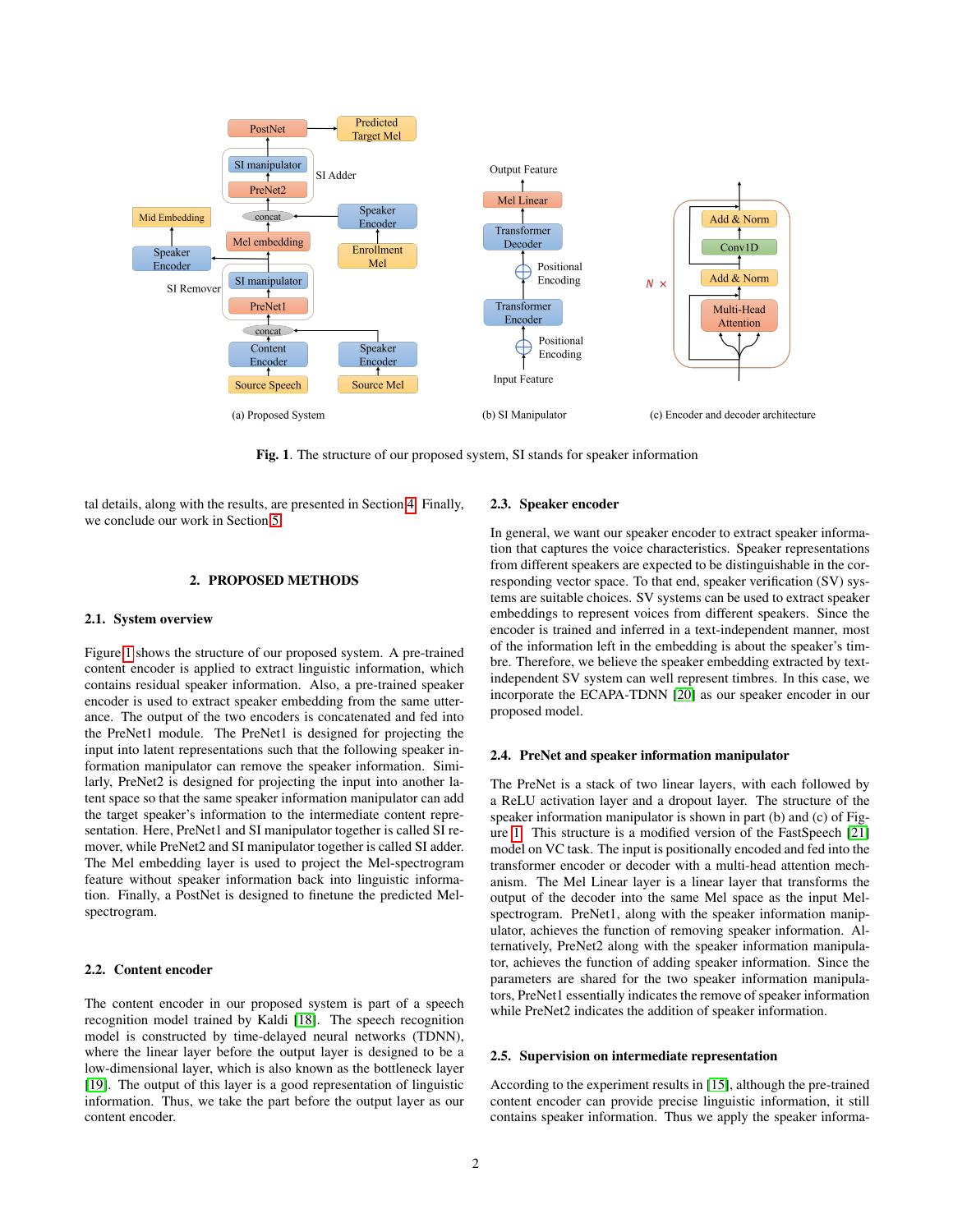(a) Proposed System

(b) SI Manipulator

(c) Encoder and decoder architecture

**Fig. 1**. The structure of our proposed system, SI stands for speaker information

tal details, along with the results, are presented in Section 4. Finally, we conclude our work in Section 5.

## 2. PROPOSED METHODS

### 2.1. System overview

Figure 1 shows the structure of our proposed system. A pre-trained content encoder is applied to extract linguistic information, which contains residual speaker information. Also, a pre-trained speaker encoder is used to extract speaker embedding from the same utterance. The output of the two encoders is concatenated and fed into the PreNet1 module. The PreNet1 is designed for projecting the input into latent representations such that the following speaker information manipulator can remove the speaker information. Similarly, PreNet2 is designed for projecting the input into another latent space so that the same speaker information manipulator can add the target speaker's information to the intermediate content representation. Here, PreNet1 and SI manipulator together is called SI remover, while PreNet2 and SI manipulator together is called SI adder. The Mel embedding layer is used to project the Mel-spectrogram feature without speaker information back into linguistic information. Finally, a PostNet is designed to finetune the predicted Mel-spectrogram.

### 2.2. Content encoder

The content encoder in our proposed system is part of a speech recognition model trained by Kaldi [18]. The speech recognition model is constructed by time-delayed neural networks (TDNN), where the linear layer before the output layer is designed to be a low-dimensional layer, which is also known as the bottleneck layer [19]. The output of this layer is a good representation of linguistic information. Thus, we take the part before the output layer as our content encoder.

### 2.3. Speaker encoder

In general, we want our speaker encoder to extract speaker information that captures the voice characteristics. Speaker representations from different speakers are expected to be distinguishable in the corresponding vector space. To that end, speaker verification (SV) systems are suitable choices. SV systems can be used to extract speaker embeddings to represent voices from different speakers. Since the encoder is trained and inferred in a text-independent manner, most of the information left in the embedding is about the speaker's timbre. Therefore, we believe the speaker embedding extracted by text-independent SV system can well represent timbres. In this case, we incorporate the ECAPA-TDNN [20] as our speaker encoder in our proposed model.

### 2.4. PreNet and speaker information manipulator

The PreNet is a stack of two linear layers, with each followed by a ReLU activation layer and a dropout layer. The structure of the speaker information manipulator is shown in part (b) and (c) of Figure 1. This structure is a modified version of the FastSpeech [21] model on VC task. The input is positionally encoded and fed into the transformer encoder or decoder with a multi-head attention mechanism. The Mel Linear layer is a linear layer that transforms the output of the decoder into the same Mel space as the input Mel-spectrogram. PreNet1, along with the speaker information manipulator, achieves the function of removing speaker information. Alternatively, PreNet2 along with the speaker information manipulator, achieves the function of adding speaker information. Since the parameters are shared for the two speaker information manipulators, PreNet1 essentially indicates the remove of speaker information while PreNet2 indicates the addition of speaker information.

### 2.5. Supervision on intermediate representation

According to the experiment results in [15], although the pre-trained content encoder can provide precise linguistic information, it still contains speaker information. Thus we apply the speaker informa-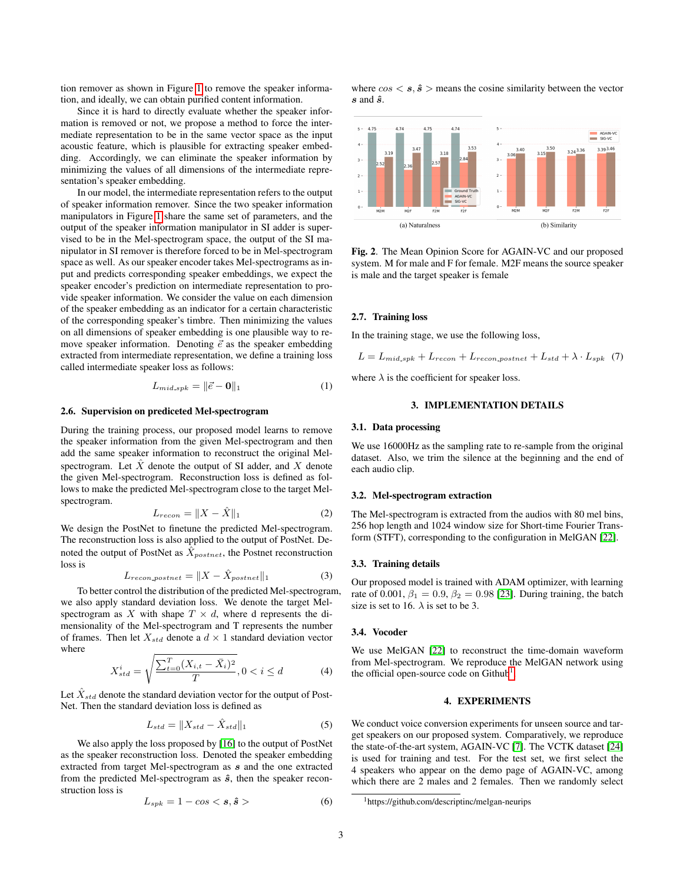tion remover as shown in Figure 1 to remove the speaker information, and ideally, we can obtain purified content information.

Since it is hard to directly evaluate whether the speaker information is removed or not, we propose a method to force the intermediate representation to be in the same vector space as the input acoustic feature, which is plausible for extracting speaker embedding. Accordingly, we can eliminate the speaker information by minimizing the values of all dimensions of the intermediate representation's speaker embedding.

In our model, the intermediate representation refers to the output of speaker information remover. Since the two speaker information manipulators in Figure 1 share the same set of parameters, and the output of the speaker information manipulator in SI adder is supervised to be in the Mel-spectrogram space, the output of the SI manipulator in SI remover is therefore forced to be in Mel-spectrogram space as well. As our speaker encoder takes Mel-spectrograms as input and predicts corresponding speaker embeddings, we expect the speaker encoder's prediction on intermediate representation to provide speaker information. We consider the value on each dimension of the speaker embedding as an indicator for a certain characteristic of the corresponding speaker's timbre. Then minimizing the values on all dimensions of speaker embedding is one plausible way to remove speaker information. Denoting $\vec{e}$ as the speaker embedding extracted from intermediate representation, we define a training loss called intermediate speaker loss as follows:

$$L_{mid\_spk} = \|\vec{e} - \mathbf{0}\|_1 \tag{1}$$

### 2.6. Supervision on prediceted Mel-spectrogram

During the training process, our proposed model learns to remove the speaker information from the given Mel-spectrogram and then add the same speaker information to reconstruct the original Mel-spectrogram. Let $\hat{X}$ denote the output of SI adder, and $X$ denote the given Mel-spectrogram. Reconstruction loss is defined as follows to make the predicted Mel-spectrogram close to the target Mel-spectrogram.

$$L_{recon} = \|X - \hat{X}\|_1 \tag{2}$$

We design the PostNet to finetune the predicted Mel-spectrogram. The reconstruction loss is also applied to the output of PostNet. Denoted the output of PostNet as $\hat{X}_{postnet}$, the Postnet reconstruction loss is

$$L_{recon\_postnet} = \|X - \hat{X}_{postnet}\|_1 \tag{3}$$

To better control the distribution of the predicted Mel-spectrogram, we also apply standard deviation loss. We denote the target Mel-spectrogram as $X$ with shape $T \times d$, where d represents the dimensionality of the Mel-spectrogram and T represents the number of frames. Then let $X_{std}$ denote a $d \times 1$ standard deviation vector where

$$X^i_{std} = \sqrt{\frac{\sum_{t=0}^{T}(X_{i,t} - \bar{X}_i)^2}{T}}, 0 < i \leq d \tag{4}$$

Let $\hat{X}_{std}$ denote the standard deviation vector for the output of PostNet. Then the standard deviation loss is defined as

$$L_{std} = \|X_{std} - \hat{X}_{std}\|_1 \tag{5}$$

We also apply the loss proposed by [16] to the output of PostNet as the speaker reconstruction loss. Denoted the speaker embedding extracted from target Mel-spectrogram as $\boldsymbol{s}$ and the one extracted from the predicted Mel-spectrogram as $\hat{\boldsymbol{s}}$, then the speaker reconstruction loss is

$$L_{spk} = 1 - cos < \boldsymbol{s}, \hat{\boldsymbol{s}} > \tag{6}$$

where $cos < \boldsymbol{s}, \hat{\boldsymbol{s}} >$ means the cosine similarity between the vector $\boldsymbol{s}$ and $\hat{\boldsymbol{s}}$.

**Fig. 2**. The Mean Opinion Score for AGAIN-VC and our proposed system. M for male and F for female. M2F means the source speaker is male and the target speaker is female

### 2.7. Training loss

In the training stage, we use the following loss,

$$L = L_{mid\_spk} + L_{recon} + L_{recon\_postnet} + L_{std} + \lambda \cdot L_{spk} \tag{7}$$

where $\lambda$ is the coefficient for speaker loss.

## 3. IMPLEMENTATION DETAILS

### 3.1. Data processing

We use 16000Hz as the sampling rate to re-sample from the original dataset. Also, we trim the silence at the beginning and the end of each audio clip.

### 3.2. Mel-spectrogram extraction

The Mel-spectrogram is extracted from the audios with 80 mel bins, 256 hop length and 1024 window size for Short-time Fourier Transform (STFT), corresponding to the configuration in MelGAN [22].

### 3.3. Training details

Our proposed model is trained with ADAM optimizer, with learning rate of 0.001, $\beta_1 = 0.9$, $\beta_2 = 0.98$ [23]. During training, the batch size is set to 16. $\lambda$ is set to be 3.

### 3.4. Vocoder

We use MelGAN [22] to reconstruct the time-domain waveform from Mel-spectrogram. We reproduce the MelGAN network using the official open-source code on Github[1].

## 4. EXPERIMENTS

We conduct voice conversion experiments for unseen source and target speakers on our proposed system. Comparatively, we reproduce the state-of-the-art system, AGAIN-VC [7]. The VCTK dataset [24] is used for training and test. For the test set, we first select the 4 speakers who appear on the demo page of AGAIN-VC, among which there are 2 males and 2 females. Then we randomly select

[1] https://github.com/descriptinc/melgan-neurips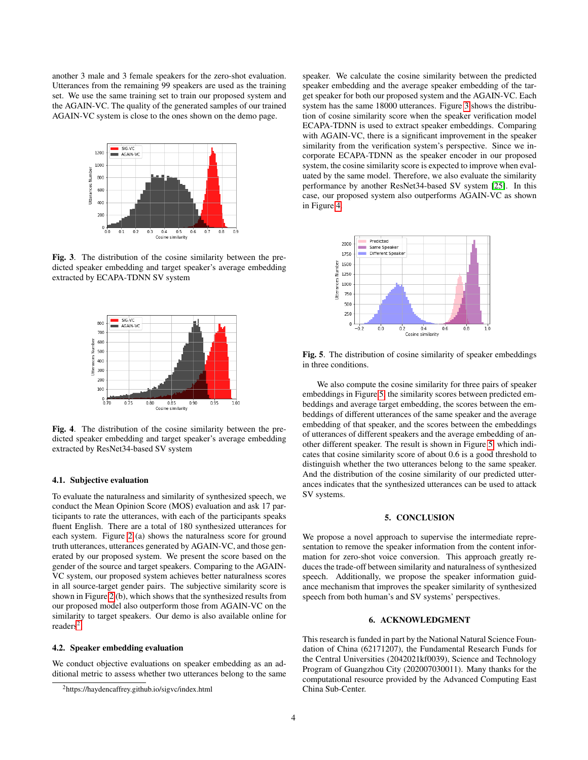another 3 male and 3 female speakers for the zero-shot evaluation. Utterances from the remaining 99 speakers are used as the training set. We use the same training set to train our proposed system and the AGAIN-VC. The quality of the generated samples of our trained AGAIN-VC system is close to the ones shown on the demo page.

**Fig. 3**. The distribution of the cosine similarity between the predicted speaker embedding and target speaker's average embedding extracted by ECAPA-TDNN SV system

**Fig. 4**. The distribution of the cosine similarity between the predicted speaker embedding and target speaker's average embedding extracted by ResNet34-based SV system

### 4.1. Subjective evaluation

To evaluate the naturalness and similarity of synthesized speech, we conduct the Mean Opinion Score (MOS) evaluation and ask 17 participants to rate the utterances, with each of the participants speaks fluent English. There are a total of 180 synthesized utterances for each system. Figure 2 (a) shows the naturalness score for ground truth utterances, utterances generated by AGAIN-VC, and those generated by our proposed system. We present the score based on the gender of the source and target speakers. Comparing to the AGAIN-VC system, our proposed system achieves better naturalness scores in all source-target gender pairs. The subjective similarity score is shown in Figure 2 (b), which shows that the synthesized results from our proposed model also outperform those from AGAIN-VC on the similarity to target speakers. Our demo is also available online for readers[2].

### 4.2. Speaker embedding evaluation

We conduct objective evaluations on speaker embedding as an additional metric to assess whether two utterances belong to the same speaker. We calculate the cosine similarity between the predicted speaker embedding and the average speaker embedding of the target speaker for both our proposed system and the AGAIN-VC. Each system has the same 18000 utterances. Figure 3 shows the distribution of cosine similarity score when the speaker verification model ECAPA-TDNN is used to extract speaker embeddings. Comparing with AGAIN-VC, there is a significant improvement in the speaker similarity from the verification system's perspective. Since we incorporate ECAPA-TDNN as the speaker encoder in our proposed system, the cosine similarity score is expected to improve when evaluated by the same model. Therefore, we also evaluate the similarity performance by another ResNet34-based SV system [25]. In this case, our proposed system also outperforms AGAIN-VC as shown in Figure 4.

**Fig. 5**. The distribution of cosine similarity of speaker embeddings in three conditions.

We also compute the cosine similarity for three pairs of speaker embeddings in Figure 5: the similarity scores between predicted embeddings and average target embedding, the scores between the embeddings of different utterances of the same speaker and the average embedding of that speaker, and the scores between the embeddings of utterances of different speakers and the average embedding of another different speaker. The result is shown in Figure 5, which indicates that cosine similarity score of about 0.6 is a good threshold to distinguish whether the two utterances belong to the same speaker. And the distribution of the cosine similarity of our predicted utterances indicates that the synthesized utterances can be used to attack SV systems.

## 5. CONCLUSION

We propose a novel approach to supervise the intermediate representation to remove the speaker information from the content information for zero-shot voice conversion. This approach greatly reduces the trade-off between similarity and naturalness of synthesized speech. Additionally, we propose the speaker information guidance mechanism that improves the speaker similarity of synthesized speech from both human's and SV systems' perspectives.

## 6. ACKNOWLEDGMENT

This research is funded in part by the National Natural Science Foundation of China (62171207), the Fundamental Research Funds for the Central Universities (2042021kf0039), Science and Technology Program of Guangzhou City (202007030011). Many thanks for the computational resource provided by the Advanced Computing East China Sub-Center.

[2] https://haydencaffrey.github.io/sigvc/index.html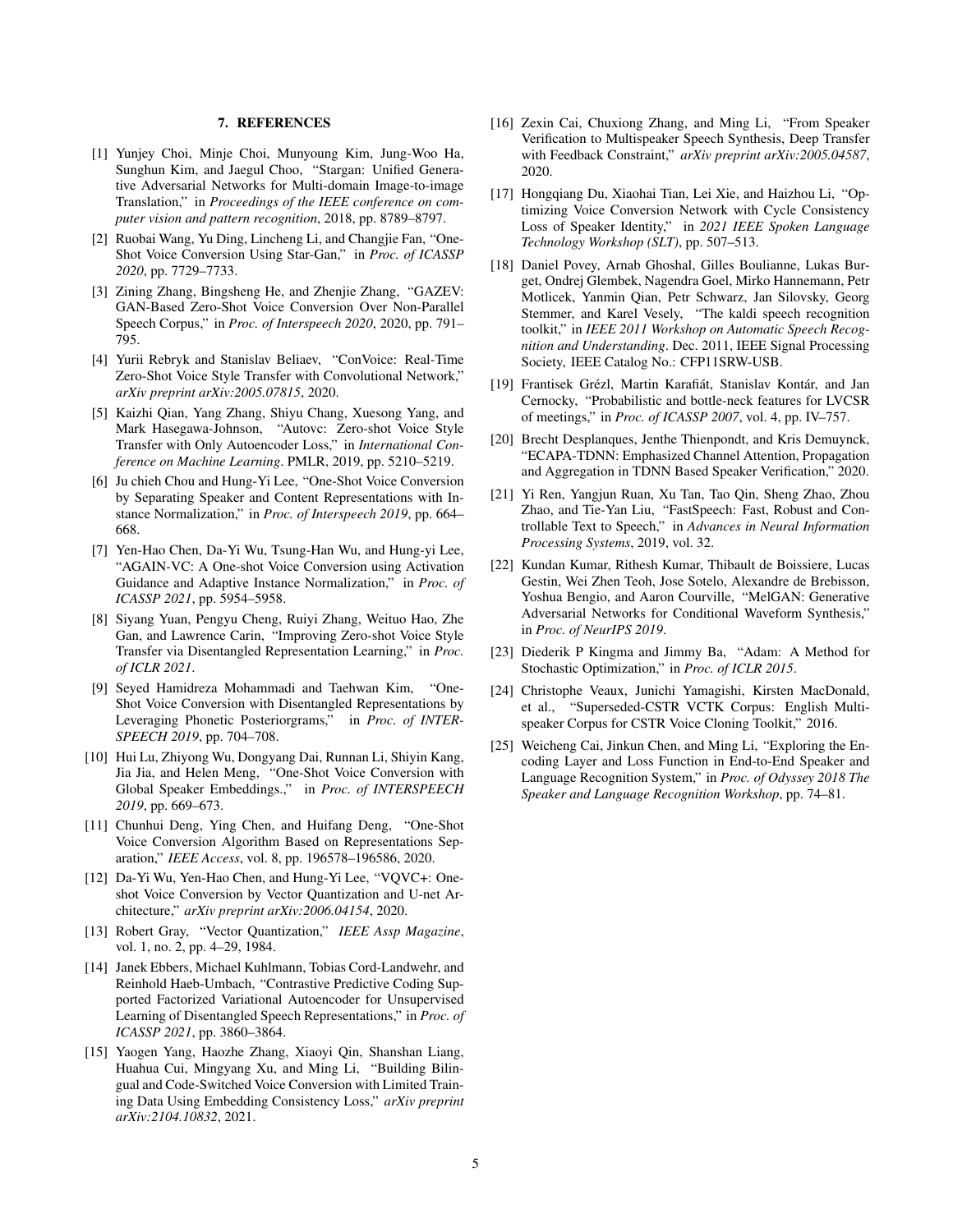# 7. REFERENCES

[1] Yunjey Choi, Minje Choi, Munyoung Kim, Jung-Woo Ha, Sunghun Kim, and Jaegul Choo, "Stargan: Unified Generative Adversarial Networks for Multi-domain Image-to-image Translation," in *Proceedings of the IEEE conference on computer vision and pattern recognition*, 2018, pp. 8789–8797.

[2] Ruobai Wang, Yu Ding, Lincheng Li, and Changjie Fan, "One-Shot Voice Conversion Using Star-Gan," in *Proc. of ICASSP 2020*, pp. 7729–7733.

[3] Zining Zhang, Bingsheng He, and Zhenjie Zhang, "GAZEV: GAN-Based Zero-Shot Voice Conversion Over Non-Parallel Speech Corpus," in *Proc. of Interspeech 2020*, 2020, pp. 791–795.

[4] Yurii Rebryk and Stanislav Beliaev, "ConVoice: Real-Time Zero-Shot Voice Style Transfer with Convolutional Network," *arXiv preprint arXiv:2005.07815*, 2020.

[5] Kaizhi Qian, Yang Zhang, Shiyu Chang, Xuesong Yang, and Mark Hasegawa-Johnson, "Autovc: Zero-shot Voice Style Transfer with Only Autoencoder Loss," in *International Conference on Machine Learning*. PMLR, 2019, pp. 5210–5219.

[6] Ju chieh Chou and Hung-Yi Lee, "One-Shot Voice Conversion by Separating Speaker and Content Representations with Instance Normalization," in *Proc. of Interspeech 2019*, pp. 664–668.

[7] Yen-Hao Chen, Da-Yi Wu, Tsung-Han Wu, and Hung-yi Lee, "AGAIN-VC: A One-shot Voice Conversion using Activation Guidance and Adaptive Instance Normalization," in *Proc. of ICASSP 2021*, pp. 5954–5958.

[8] Siyang Yuan, Pengyu Cheng, Ruiyi Zhang, Weituo Hao, Zhe Gan, and Lawrence Carin, "Improving Zero-shot Voice Style Transfer via Disentangled Representation Learning," in *Proc. of ICLR 2021*.

[9] Seyed Hamidreza Mohammadi and Taehwan Kim, "One-Shot Voice Conversion with Disentangled Representations by Leveraging Phonetic Posteriorgrams," in *Proc. of INTERSPEECH 2019*, pp. 704–708.

[10] Hui Lu, Zhiyong Wu, Dongyang Dai, Runnan Li, Shiyin Kang, Jia Jia, and Helen Meng, "One-Shot Voice Conversion with Global Speaker Embeddings.," in *Proc. of INTERSPEECH 2019*, pp. 669–673.

[11] Chunhui Deng, Ying Chen, and Huifang Deng, "One-Shot Voice Conversion Algorithm Based on Representations Separation," *IEEE Access*, vol. 8, pp. 196578–196586, 2020.

[12] Da-Yi Wu, Yen-Hao Chen, and Hung-Yi Lee, "VQVC+: One-shot Voice Conversion by Vector Quantization and U-net Architecture," *arXiv preprint arXiv:2006.04154*, 2020.

[13] Robert Gray, "Vector Quantization," *IEEE Assp Magazine*, vol. 1, no. 2, pp. 4–29, 1984.

[14] Janek Ebbers, Michael Kuhlmann, Tobias Cord-Landwehr, and Reinhold Haeb-Umbach, "Contrastive Predictive Coding Supported Factorized Variational Autoencoder for Unsupervised Learning of Disentangled Speech Representations," in *Proc. of ICASSP 2021*, pp. 3860–3864.

[15] Yaogen Yang, Haozhe Zhang, Xiaoyi Qin, Shanshan Liang, Huahua Cui, Mingyang Xu, and Ming Li, "Building Bilingual and Code-Switched Voice Conversion with Limited Training Data Using Embedding Consistency Loss," *arXiv preprint arXiv:2104.10832*, 2021.

[16] Zexin Cai, Chuxiong Zhang, and Ming Li, "From Speaker Verification to Multispeaker Speech Synthesis, Deep Transfer with Feedback Constraint," *arXiv preprint arXiv:2005.04587*, 2020.

[17] Hongqiang Du, Xiaohai Tian, Lei Xie, and Haizhou Li, "Optimizing Voice Conversion Network with Cycle Consistency Loss of Speaker Identity," in *2021 IEEE Spoken Language Technology Workshop (SLT)*, pp. 507–513.

[18] Daniel Povey, Arnab Ghoshal, Gilles Boulianne, Lukas Burget, Ondrej Glembek, Nagendra Goel, Mirko Hannemann, Petr Motlicek, Yanmin Qian, Petr Schwarz, Jan Silovsky, Georg Stemmer, and Karel Vesely, "The kaldi speech recognition toolkit," in *IEEE 2011 Workshop on Automatic Speech Recognition and Understanding*. Dec. 2011, IEEE Signal Processing Society, IEEE Catalog No.: CFP11SRW-USB.

[19] Frantisek Grézl, Martin Karafiát, Stanislav Kontár, and Jan Cernocky, "Probabilistic and bottle-neck features for LVCSR of meetings," in *Proc. of ICASSP 2007*, vol. 4, pp. IV–757.

[20] Brecht Desplanques, Jenthe Thienpondt, and Kris Demuynck, "ECAPA-TDNN: Emphasized Channel Attention, Propagation and Aggregation in TDNN Based Speaker Verification," 2020.

[21] Yi Ren, Yangjun Ruan, Xu Tan, Tao Qin, Sheng Zhao, Zhou Zhao, and Tie-Yan Liu, "FastSpeech: Fast, Robust and Controllable Text to Speech," in *Advances in Neural Information Processing Systems*, 2019, vol. 32.

[22] Kundan Kumar, Rithesh Kumar, Thibault de Boissiere, Lucas Gestin, Wei Zhen Teoh, Jose Sotelo, Alexandre de Brebisson, Yoshua Bengio, and Aaron Courville, "MelGAN: Generative Adversarial Networks for Conditional Waveform Synthesis," in *Proc. of NeurIPS 2019*.

[23] Diederik P Kingma and Jimmy Ba, "Adam: A Method for Stochastic Optimization," in *Proc. of ICLR 2015*.

[24] Christophe Veaux, Junichi Yamagishi, Kirsten MacDonald, et al., "Superseded-CSTR VCTK Corpus: English Multi-speaker Corpus for CSTR Voice Cloning Toolkit," 2016.

[25] Weicheng Cai, Jinkun Chen, and Ming Li, "Exploring the Encoding Layer and Loss Function in End-to-End Speaker and Language Recognition System," in *Proc. of Odyssey 2018 The Speaker and Language Recognition Workshop*, pp. 74–81.